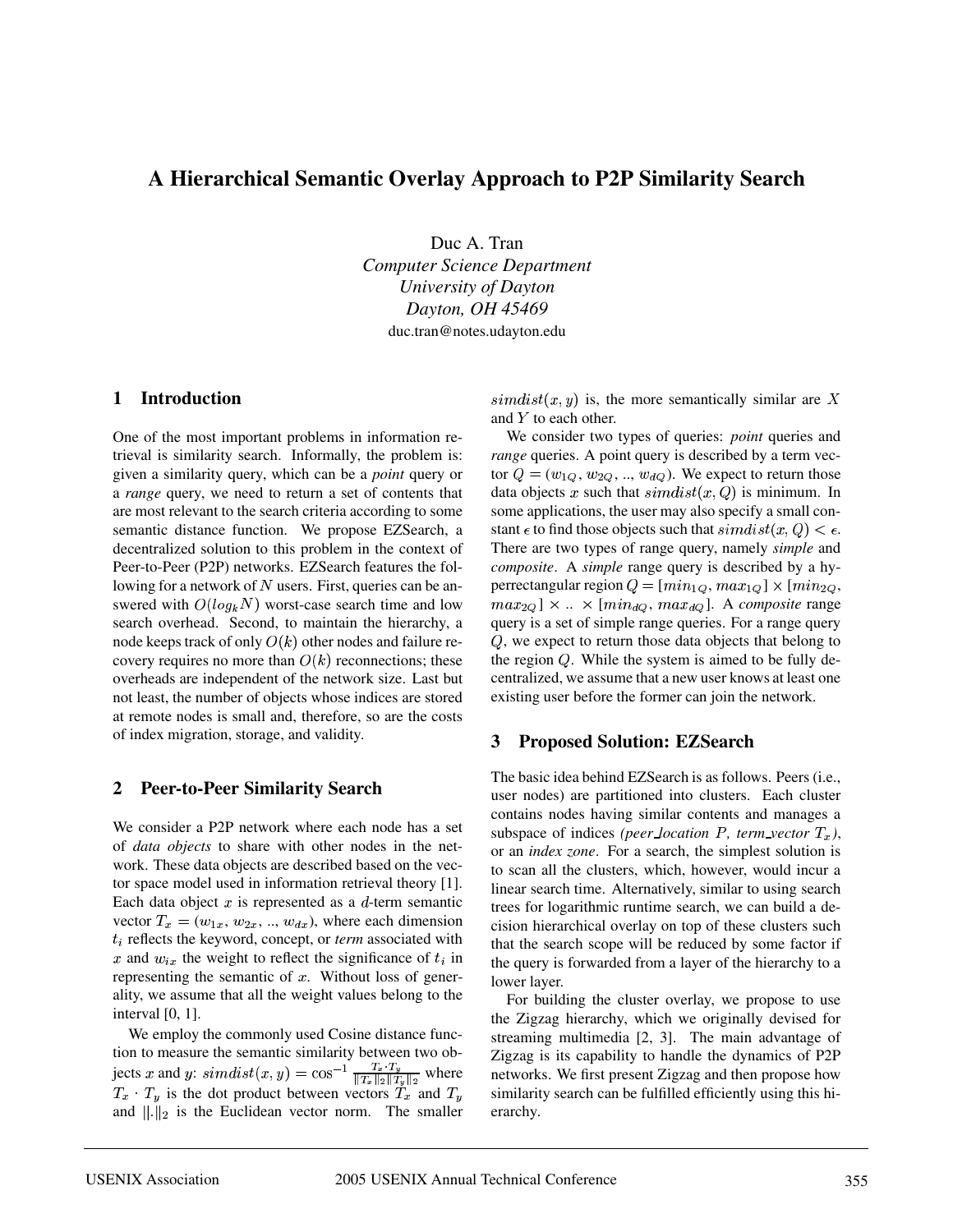# A Hierarchical Semantic Overlay Approach to P2P Similarity Search

Duc A. Tran
*Computer Science Department*
*University of Dayton*
*Dayton, OH 45469*
duc.tran@notes.udayton.edu

## 1 Introduction

One of the most important problems in information retrieval is similarity search. Informally, the problem is: given a similarity query, which can be a *point* query or a *range* query, we need to return a set of contents that are most relevant to the search criteria according to some semantic distance function. We propose EZSearch, a decentralized solution to this problem in the context of Peer-to-Peer (P2P) networks. EZSearch features the following for a network of $N$ users. First, queries can be answered with $O(log_k N)$ worst-case search time and low search overhead. Second, to maintain the hierarchy, a node keeps track of only $O(k)$ other nodes and failure recovery requires no more than $O(k)$ reconnections; these overheads are independent of the network size. Last but not least, the number of objects whose indices are stored at remote nodes is small and, therefore, so are the costs of index migration, storage, and validity.

## 2 Peer-to-Peer Similarity Search

We consider a P2P network where each node has a set of *data objects* to share with other nodes in the network. These data objects are described based on the vector space model used in information retrieval theory [1]. Each data object $x$ is represented as a $d$-term semantic vector $T_x = (w_{1x}, w_{2x}, .., w_{dx})$, where each dimension $t_i$ reflects the keyword, concept, or *term* associated with $x$ and $w_{ix}$ the weight to reflect the significance of $t_i$ in representing the semantic of $x$. Without loss of generality, we assume that all the weight values belong to the interval [0, 1].

We employ the commonly used Cosine distance function to measure the semantic similarity between two objects $x$ and $y$: $simdist(x, y) = \cos^{-1} \frac{T_x \cdot T_y}{\|T_x\|_2 \|T_y\|_2}$ where $T_x \cdot T_y$ is the dot product between vectors $T_x$ and $T_y$ and $\|.\|_2$ is the Euclidean vector norm. The smaller $simdist(x, y)$ is, the more semantically similar are $X$ and $Y$ to each other.

We consider two types of queries: *point* queries and *range* queries. A point query is described by a term vector $Q = (w_{1Q}, w_{2Q}, .., w_{dQ})$. We expect to return those data objects $x$ such that $simdist(x, Q)$ is minimum. In some applications, the user may also specify a small constant $\epsilon$ to find those objects such that $simdist(x, Q) < \epsilon$. There are two types of range query, namely *simple* and *composite*. A *simple* range query is described by a hyperrectangular region $Q = [min_{1Q}, max_{1Q}] \times [min_{2Q}, max_{2Q}] \times .. \times [min_{dQ}, max_{dQ}]$. A *composite* range query is a set of simple range queries. For a range query $Q$, we expect to return those data objects that belong to the region $Q$. While the system is aimed to be fully decentralized, we assume that a new user knows at least one existing user before the former can join the network.

## 3 Proposed Solution: EZSearch

The basic idea behind EZSearch is as follows. Peers (i.e., user nodes) are partitioned into clusters. Each cluster contains nodes having similar contents and manages a subspace of indices *(peer_location $P$, term_vector $T_x$)*, or an *index zone*. For a search, the simplest solution is to scan all the clusters, which, however, would incur a linear search time. Alternatively, similar to using search trees for logarithmic runtime search, we can build a decision hierarchical overlay on top of these clusters such that the search scope will be reduced by some factor if the query is forwarded from a layer of the hierarchy to a lower layer.

For building the cluster overlay, we propose to use the Zigzag hierarchy, which we originally devised for streaming multimedia [2, 3]. The main advantage of Zigzag is its capability to handle the dynamics of P2P networks. We first present Zigzag and then propose how similarity search can be fulfilled efficiently using this hierarchy.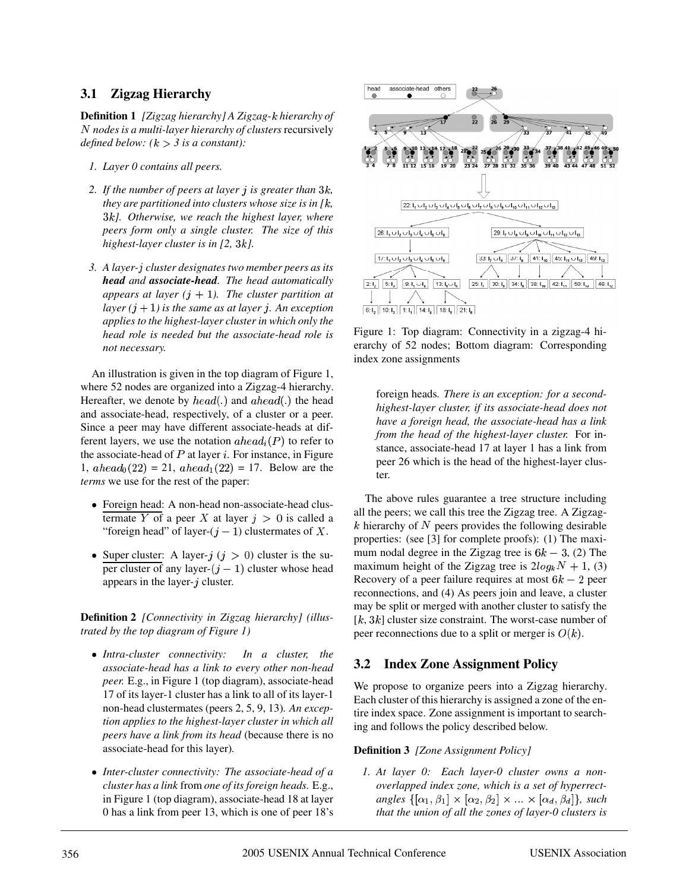## 3.1 Zigzag Hierarchy

**Definition 1** *[Zigzag hierarchy] A Zigzag-$k$ hierarchy of $N$ nodes is a multi-layer hierarchy of clusters* recursively *defined below: ($k > 3$ is a constant):*

1. *Layer 0 contains all peers.*
2. *If the number of peers at layer $j$ is greater than $3k$, they are partitioned into clusters whose size is in [$k$, $3k$]. Otherwise, we reach the highest layer, where peers form only a single cluster. The size of this highest-layer cluster is in [2, $3k$].*
3. *A layer-$j$ cluster designates two member peers as its **head** and **associate-head**. The head automatically appears at layer ($j + 1$). The cluster partition at layer ($j + 1$) is the same as at layer $j$. An exception applies to the highest-layer cluster in which only the head role is needed but the associate-head role is not necessary.*

An illustration is given in the top diagram of Figure 1, where 52 nodes are organized into a Zigzag-4 hierarchy. Hereafter, we denote by $head(.)$ and $ahead(.)$ the head and associate-head, respectively, of a cluster or a peer. Since a peer may have different associate-heads at different layers, we use the notation $ahead_i(P)$ to refer to the associate-head of $P$ at layer $i$. For instance, in Figure 1, $ahead_0(22)$ = 21, $ahead_1(22)$ = 17. Below are the *terms* we use for the rest of the paper:

- Foreign head: A non-head non-associate-head clustermate $Y$ of a peer $X$ at layer $j > 0$ is called a "foreign head" of layer-($j - 1$) clustermates of $X$.
- Super cluster: A layer-$j$ ($j > 0$) cluster is the super cluster of any layer-($j - 1$) cluster whose head appears in the layer-$j$ cluster.

**Definition 2** *[Connectivity in Zigzag hierarchy] (illustrated by the top diagram of Figure 1)*

- *Intra-cluster connectivity: In a cluster, the associate-head has a link to every other non-head peer.* E.g., in Figure 1 (top diagram), associate-head 17 of its layer-1 cluster has a link to all of its layer-1 non-head clustermates (peers 2, 5, 9, 13). *An exception applies to the highest-layer cluster in which all peers have a link from its head* (because there is no associate-head for this layer).
- *Inter-cluster connectivity: The associate-head of a cluster has a link* from *one of its foreign heads.* E.g., in Figure 1 (top diagram), associate-head 18 at layer 0 has a link from peer 13, which is one of peer 18's foreign heads. *There is an exception: for a second-highest-layer cluster, if its associate-head does not have a foreign head, the associate-head has a link from the head of the highest-layer cluster.* For instance, associate-head 17 at layer 1 has a link from peer 26 which is the head of the highest-layer cluster.

Figure 1: Top diagram: Connectivity in a zigzag-4 hierarchy of 52 nodes; Bottom diagram: Corresponding index zone assignments

The above rules guarantee a tree structure including all the peers; we call this tree the Zigzag tree. A Zigzag-$k$ hierarchy of $N$ peers provides the following desirable properties: (see [3] for complete proofs): (1) The maximum nodal degree in the Zigzag tree is $6k - 3$, (2) The maximum height of the Zigzag tree is $2log_k N + 1$, (3) Recovery of a peer failure requires at most $6k - 2$ peer reconnections, and (4) As peers join and leave, a cluster may be split or merged with another cluster to satisfy the $[k, 3k]$ cluster size constraint. The worst-case number of peer reconnections due to a split or merger is $O(k)$.

## 3.2 Index Zone Assignment Policy

We propose to organize peers into a Zigzag hierarchy. Each cluster of this hierarchy is assigned a zone of the entire index space. Zone assignment is important to searching and follows the policy described below.

**Definition 3** *[Zone Assignment Policy]*

1. *At layer 0: Each layer-0 cluster owns a non-overlapped index zone, which is a set of hyperrectangles $\{[\alpha_1, \beta_1] \times [\alpha_2, \beta_2] \times ... \times [\alpha_d, \beta_d]\}$, such that the union of all the zones of layer-0 clusters is*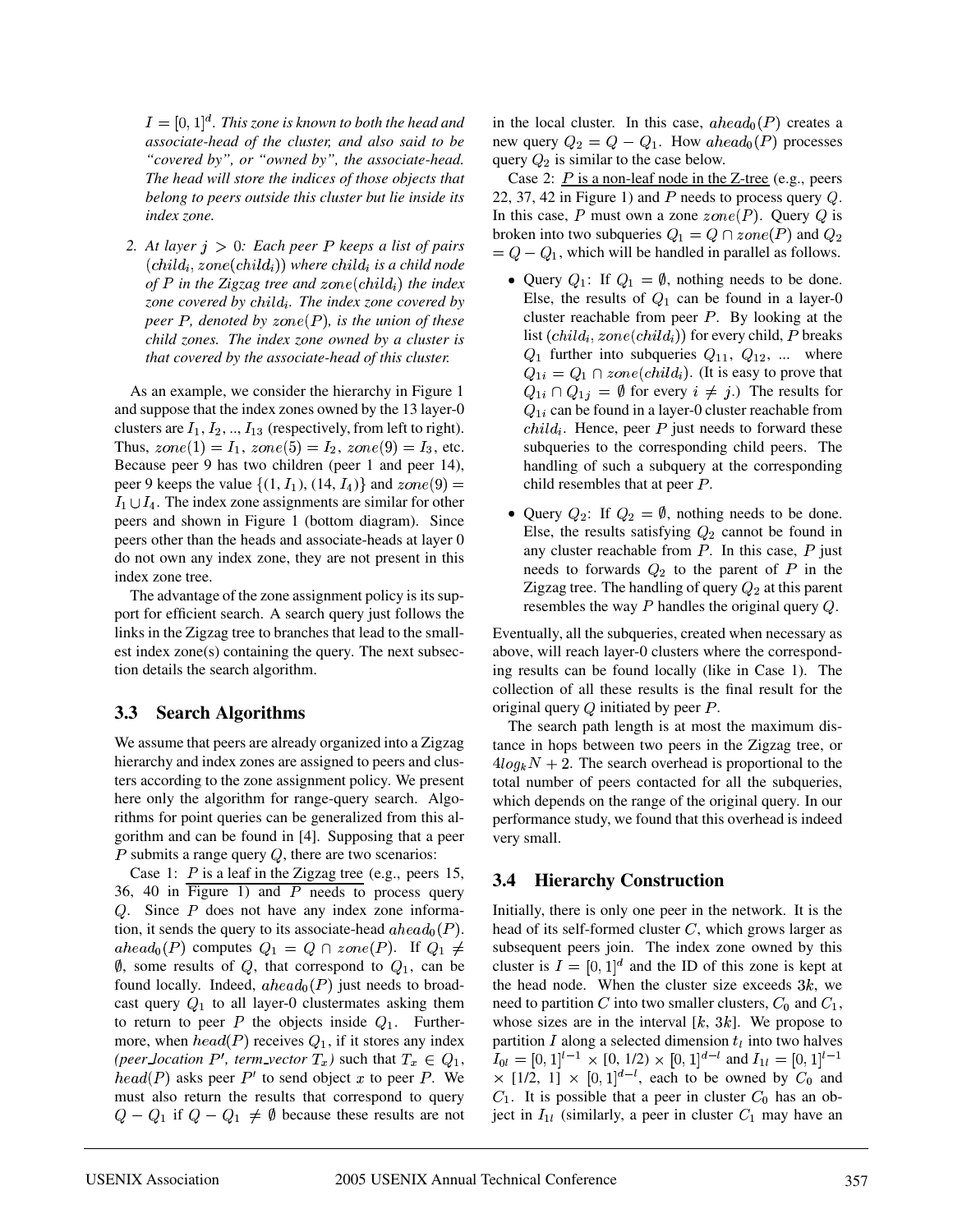*$I = [0, 1]^d$. This zone is known to both the head and associate-head of the cluster, and also said to be "covered by", or "owned by", the associate-head. The head will store the indices of those objects that belong to peers outside this cluster but lie inside its index zone.*

2. *At layer $j > 0$: Each peer $P$ keeps a list of pairs $(child_i, zone(child_i))$ where $child_i$ is a child node of $P$ in the Zigzag tree and $zone(child_i)$ the index zone covered by $child_i$. The index zone covered by peer $P$, denoted by $zone(P)$, is the union of these child zones. The index zone owned by a cluster is that covered by the associate-head of this cluster.*

As an example, we consider the hierarchy in Figure 1 and suppose that the index zones owned by the 13 layer-0 clusters are $I_1, I_2, .., I_{13}$ (respectively, from left to right). Thus, $zone(1) = I_1$, $zone(5) = I_2$, $zone(9) = I_3$, etc. Because peer 9 has two children (peer 1 and peer 14), peer 9 keeps the value $\{(1, I_1), (14, I_4)\}$ and $zone(9) = I_1 \cup I_4$. The index zone assignments are similar for other peers and shown in Figure 1 (bottom diagram). Since peers other than the heads and associate-heads at layer 0 do not own any index zone, they are not present in this index zone tree.

The advantage of the zone assignment policy is its support for efficient search. A search query just follows the links in the Zigzag tree to branches that lead to the smallest index zone(s) containing the query. The next subsection details the search algorithm.

## 3.3 Search Algorithms

We assume that peers are already organized into a Zigzag hierarchy and index zones are assigned to peers and clusters according to the zone assignment policy. We present here only the algorithm for range-query search. Algorithms for point queries can be generalized from this algorithm and can be found in [4]. Supposing that a peer $P$ submits a range query $Q$, there are two scenarios:

Case 1: $P$ is a leaf in the Zigzag tree (e.g., peers 15, 36, 40 in Figure 1) and $P$ needs to process query $Q$. Since $P$ does not have any index zone information, it sends the query to its associate-head $ahead_0(P)$. $ahead_0(P)$ computes $Q_1 = Q \cap zone(P)$. If $Q_1 \neq \emptyset$, some results of $Q$, that correspond to $Q_1$, can be found locally. Indeed, $ahead_0(P)$ just needs to broadcast query $Q_1$ to all layer-0 clustermates asking them to return to peer $P$ the objects inside $Q_1$. Furthermore, when $head(P)$ receives $Q_1$, if it stores any index *(peer_location $P'$, term_vector $T_x$)* such that $T_x \in Q_1$, $head(P)$ asks peer $P'$ to send object $x$ to peer $P$. We must also return the results that correspond to query $Q - Q_1$ if $Q - Q_1 \neq \emptyset$ because these results are not in the local cluster. In this case, $ahead_0(P)$ creates a new query $Q_2 = Q - Q_1$. How $ahead_0(P)$ processes query $Q_2$ is similar to the case below.

Case 2: $P$ is a non-leaf node in the Z-tree (e.g., peers 22, 37, 42 in Figure 1) and $P$ needs to process query $Q$. In this case, $P$ must own a zone $zone(P)$. Query $Q$ is broken into two subqueries $Q_1 = Q \cap zone(P)$ and $Q_2 = Q - Q_1$, which will be handled in parallel as follows.

- Query $Q_1$: If $Q_1 = \emptyset$, nothing needs to be done. Else, the results of $Q_1$ can be found in a layer-0 cluster reachable from peer $P$. By looking at the list $(child_i, zone(child_i))$ for every child, $P$ breaks $Q_1$ further into subqueries $Q_{11}$, $Q_{12}$, ... where $Q_{1i} = Q_1 \cap zone(child_i)$. (It is easy to prove that $Q_{1i} \cap Q_{1j} = \emptyset$ for every $i \neq j$.) The results for $Q_{1i}$ can be found in a layer-0 cluster reachable from $child_i$. Hence, peer $P$ just needs to forward these subqueries to the corresponding child peers. The handling of such a subquery at the corresponding child resembles that at peer $P$.
- Query $Q_2$: If $Q_2 = \emptyset$, nothing needs to be done. Else, the results satisfying $Q_2$ cannot be found in any cluster reachable from $P$. In this case, $P$ just needs to forwards $Q_2$ to the parent of $P$ in the Zigzag tree. The handling of query $Q_2$ at this parent resembles the way $P$ handles the original query $Q$.

Eventually, all the subqueries, created when necessary as above, will reach layer-0 clusters where the corresponding results can be found locally (like in Case 1). The collection of all these results is the final result for the original query $Q$ initiated by peer $P$.

The search path length is at most the maximum distance in hops between two peers in the Zigzag tree, or $4log_k N + 2$. The search overhead is proportional to the total number of peers contacted for all the subqueries, which depends on the range of the original query. In our performance study, we found that this overhead is indeed very small.

## 3.4 Hierarchy Construction

Initially, there is only one peer in the network. It is the head of its self-formed cluster $C$, which grows larger as subsequent peers join. The index zone owned by this cluster is $I = [0, 1]^d$ and the ID of this zone is kept at the head node. When the cluster size exceeds $3k$, we need to partition $C$ into two smaller clusters, $C_0$ and $C_1$, whose sizes are in the interval $[k, 3k]$. We propose to partition $I$ along a selected dimension $t_l$ into two halves $I_{0l} = [0, 1]^{l-1} \times [0, 1/2) \times [0, 1]^{d-l}$ and $I_{1l} = [0, 1]^{l-1} \times [1/2, 1] \times [0, 1]^{d-l}$, each to be owned by $C_0$ and $C_1$. It is possible that a peer in cluster $C_0$ has an object in $I_{1l}$ (similarly, a peer in cluster $C_1$ may have an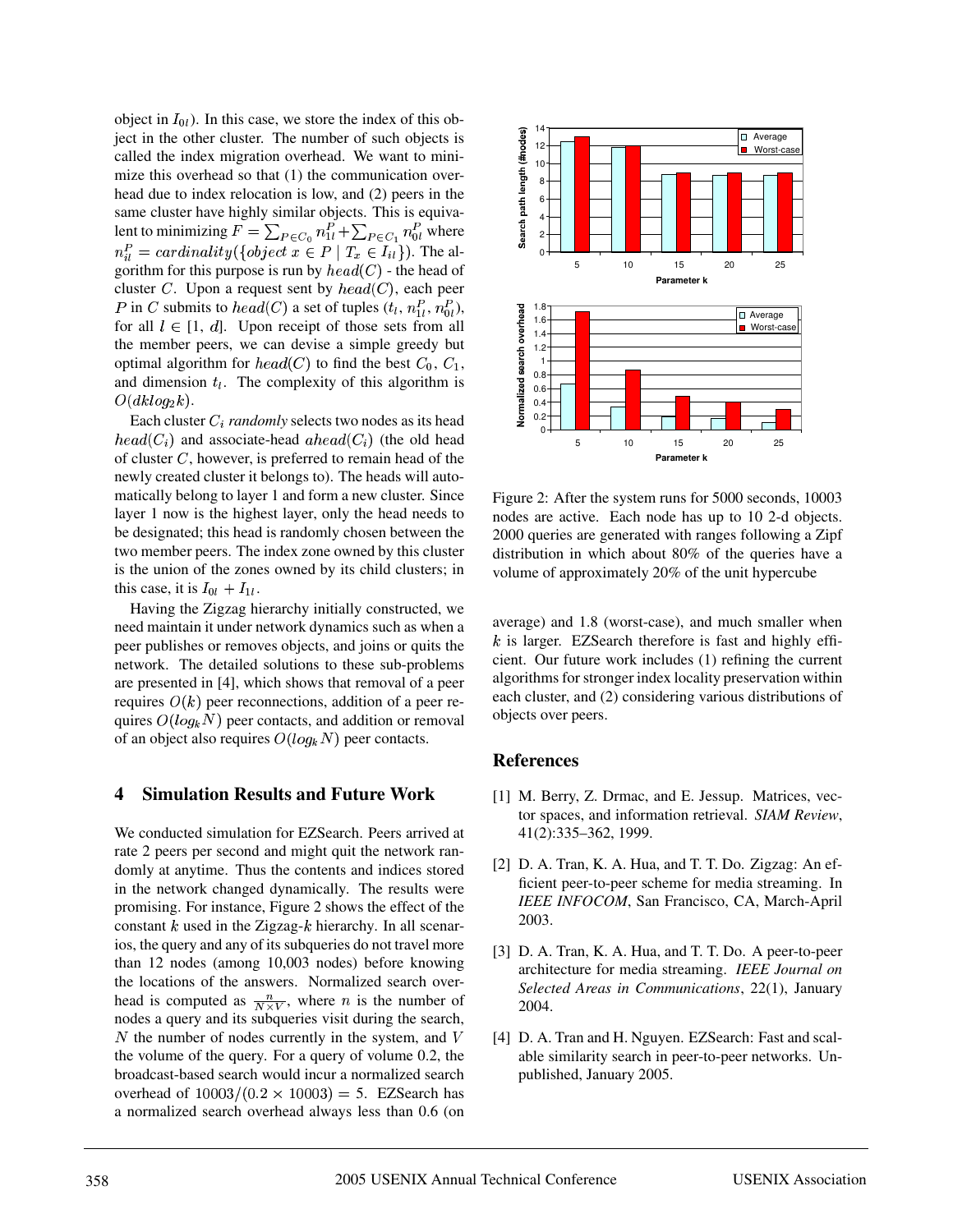object in $I_{0l}$). In this case, we store the index of this object in the other cluster. The number of such objects is called the index migration overhead. We want to minimize this overhead so that (1) the communication overhead due to index relocation is low, and (2) peers in the same cluster have highly similar objects. This is equivalent to minimizing $F = \sum_{P \in C_0} n_{1l}^P + \sum_{P \in C_1} n_{0l}^P$ where $n_{il}^P = cardinality(\{object\ x \in P \mid T_x \in I_{il}\})$. The algorithm for this purpose is run by $head(C)$ - the head of cluster $C$. Upon a request sent by $head(C)$, each peer $P$ in $C$ submits to $head(C)$ a set of tuples $(t_l, n_{1l}^P, n_{0l}^P)$, for all $l \in [1, d]$. Upon receipt of those sets from all the member peers, we can devise a simple greedy but optimal algorithm for $head(C)$ to find the best $C_0$, $C_1$, and dimension $t_l$. The complexity of this algorithm is $O(dklog_2k)$.

Each cluster $C_i$ *randomly* selects two nodes as its head $head(C_i)$ and associate-head $ahead(C_i)$ (the old head of cluster $C$, however, is preferred to remain head of the newly created cluster it belongs to). The heads will automatically belong to layer 1 and form a new cluster. Since layer 1 now is the highest layer, only the head needs to be designated; this head is randomly chosen between the two member peers. The index zone owned by this cluster is the union of the zones owned by its child clusters; in this case, it is $I_{0l} + I_{1l}$.

Having the Zigzag hierarchy initially constructed, we need maintain it under network dynamics such as when a peer publishes or removes objects, and joins or quits the network. The detailed solutions to these sub-problems are presented in [4], which shows that removal of a peer requires $O(k)$ peer reconnections, addition of a peer requires $O(log_k N)$ peer contacts, and addition or removal of an object also requires $O(log_k N)$ peer contacts.

## 4 Simulation Results and Future Work

We conducted simulation for EZSearch. Peers arrived at rate 2 peers per second and might quit the network randomly at anytime. Thus the contents and indices stored in the network changed dynamically. The results were promising. For instance, Figure 2 shows the effect of the constant $k$ used in the Zigzag-$k$ hierarchy. In all scenarios, the query and any of its subqueries do not travel more than 12 nodes (among 10,003 nodes) before knowing the locations of the answers. Normalized search overhead is computed as $\frac{n}{N \times V}$, where $n$ is the number of nodes a query and its subqueries visit during the search, $N$ the number of nodes currently in the system, and $V$ the volume of the query. For a query of volume 0.2, the broadcast-based search would incur a normalized search overhead of $10003/(0.2 \times 10003) = 5$. EZSearch has a normalized search overhead always less than 0.6 (on average) and 1.8 (worst-case), and much smaller when $k$ is larger. EZSearch therefore is fast and highly efficient. Our future work includes (1) refining the current algorithms for stronger index locality preservation within each cluster, and (2) considering various distributions of objects over peers.

Search path length (#nodes)
14
12
10
8
6
4
2
0
5 10 15 20 25
Parameter k
Average
Worst-case

Normalized search overhead
1.8
1.6
1.4
1.2
1
0.8
0.6
0.4
0.2
0
5 10 15 20 25
Parameter k
Average
Worst-case

Figure 2: After the system runs for 5000 seconds, 10003 nodes are active. Each node has up to 10 2-d objects. 2000 queries are generated with ranges following a Zipf distribution in which about 80% of the queries have a volume of approximately 20% of the unit hypercube

## References

[1] M. Berry, Z. Drmac, and E. Jessup. Matrices, vector spaces, and information retrieval. *SIAM Review*, 41(2):335–362, 1999.

[2] D. A. Tran, K. A. Hua, and T. T. Do. Zigzag: An efficient peer-to-peer scheme for media streaming. In *IEEE INFOCOM*, San Francisco, CA, March-April 2003.

[3] D. A. Tran, K. A. Hua, and T. T. Do. A peer-to-peer architecture for media streaming. *IEEE Journal on Selected Areas in Communications*, 22(1), January 2004.

[4] D. A. Tran and H. Nguyen. EZSearch: Fast and scalable similarity search in peer-to-peer networks. Unpublished, January 2005.